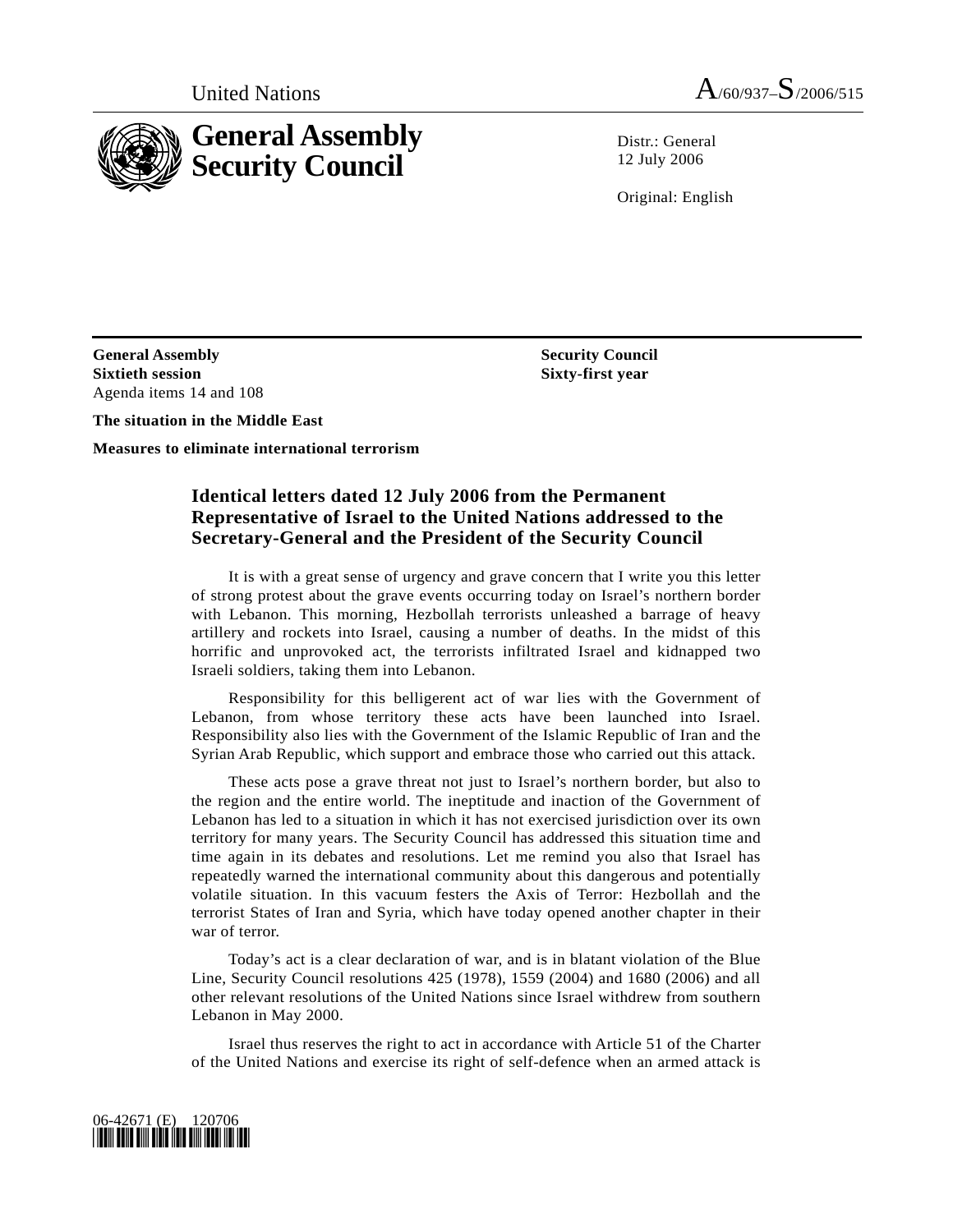United Nations A/60/937–S/2006/515

# General Assembly Security Council

Distr.: General
12 July 2006

Original: English

**General Assembly**
**Sixtieth session**
Agenda items 14 and 108

**Security Council**
**Sixty-first year**

**The situation in the Middle East**

**Measures to eliminate international terrorism**

## Identical letters dated 12 July 2006 from the Permanent Representative of Israel to the United Nations addressed to the Secretary-General and the President of the Security Council

It is with a great sense of urgency and grave concern that I write you this letter of strong protest about the grave events occurring today on Israel's northern border with Lebanon. This morning, Hezbollah terrorists unleashed a barrage of heavy artillery and rockets into Israel, causing a number of deaths. In the midst of this horrific and unprovoked act, the terrorists infiltrated Israel and kidnapped two Israeli soldiers, taking them into Lebanon.

Responsibility for this belligerent act of war lies with the Government of Lebanon, from whose territory these acts have been launched into Israel. Responsibility also lies with the Government of the Islamic Republic of Iran and the Syrian Arab Republic, which support and embrace those who carried out this attack.

These acts pose a grave threat not just to Israel's northern border, but also to the region and the entire world. The ineptitude and inaction of the Government of Lebanon has led to a situation in which it has not exercised jurisdiction over its own territory for many years. The Security Council has addressed this situation time and time again in its debates and resolutions. Let me remind you also that Israel has repeatedly warned the international community about this dangerous and potentially volatile situation. In this vacuum festers the Axis of Terror: Hezbollah and the terrorist States of Iran and Syria, which have today opened another chapter in their war of terror.

Today's act is a clear declaration of war, and is in blatant violation of the Blue Line, Security Council resolutions 425 (1978), 1559 (2004) and 1680 (2006) and all other relevant resolutions of the United Nations since Israel withdrew from southern Lebanon in May 2000.

Israel thus reserves the right to act in accordance with Article 51 of the Charter of the United Nations and exercise its right of self-defence when an armed attack is

06-42671 (E) 120706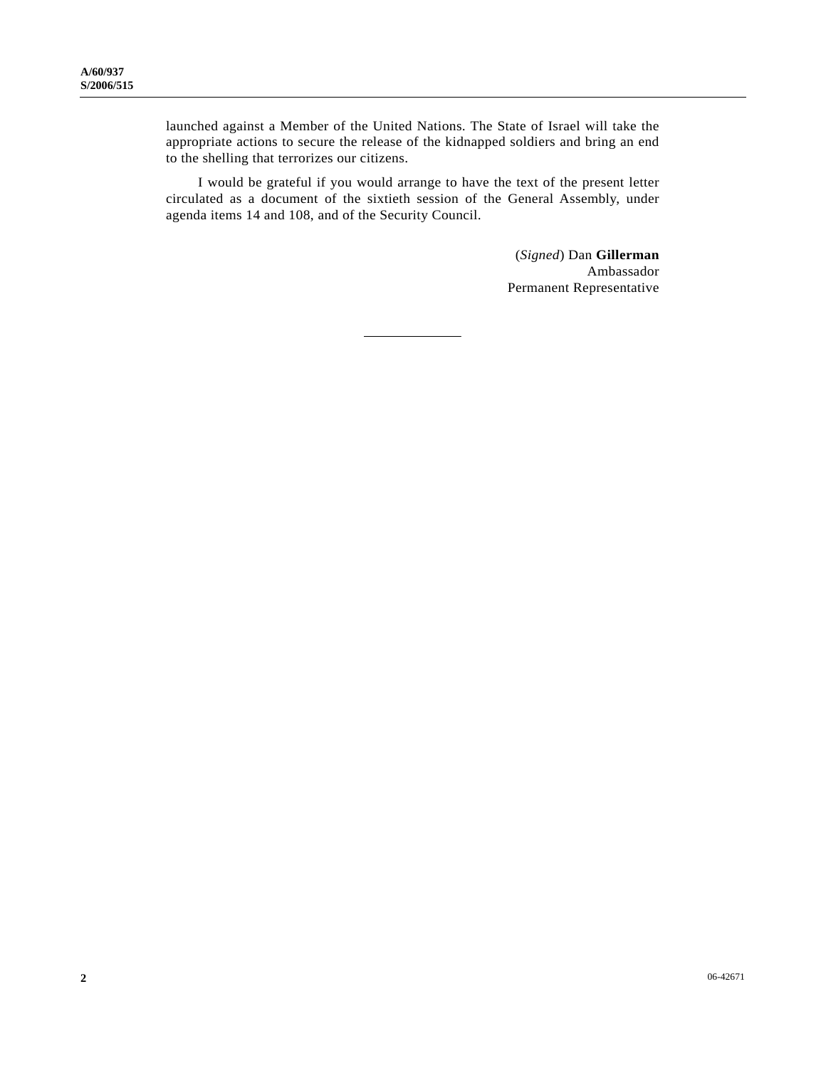launched against a Member of the United Nations. The State of Israel will take the appropriate actions to secure the release of the kidnapped soldiers and bring an end to the shelling that terrorizes our citizens.

I would be grateful if you would arrange to have the text of the present letter circulated as a document of the sixtieth session of the General Assembly, under agenda items 14 and 108, and of the Security Council.

(*Signed*) Dan **Gillerman**
Ambassador
Permanent Representative